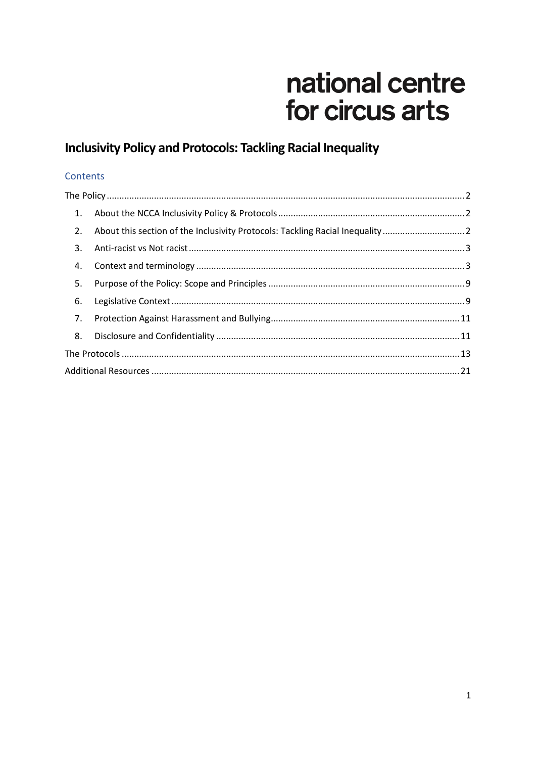national centre
for circus arts

# Inclusivity Policy and Protocols: Tackling Racial Inequality

## Contents

The Policy ........ 2

1. About the NCCA Inclusivity Policy & Protocols ........ 2
2. About this section of the Inclusivity Protocols: Tackling Racial Inequality ........ 2
3. Anti-racist vs Not racist ........ 3
4. Context and terminology ........ 3
5. Purpose of the Policy: Scope and Principles ........ 9
6. Legislative Context ........ 9
7. Protection Against Harassment and Bullying ........ 11
8. Disclosure and Confidentiality ........ 11

The Protocols ........ 13

Additional Resources ........ 21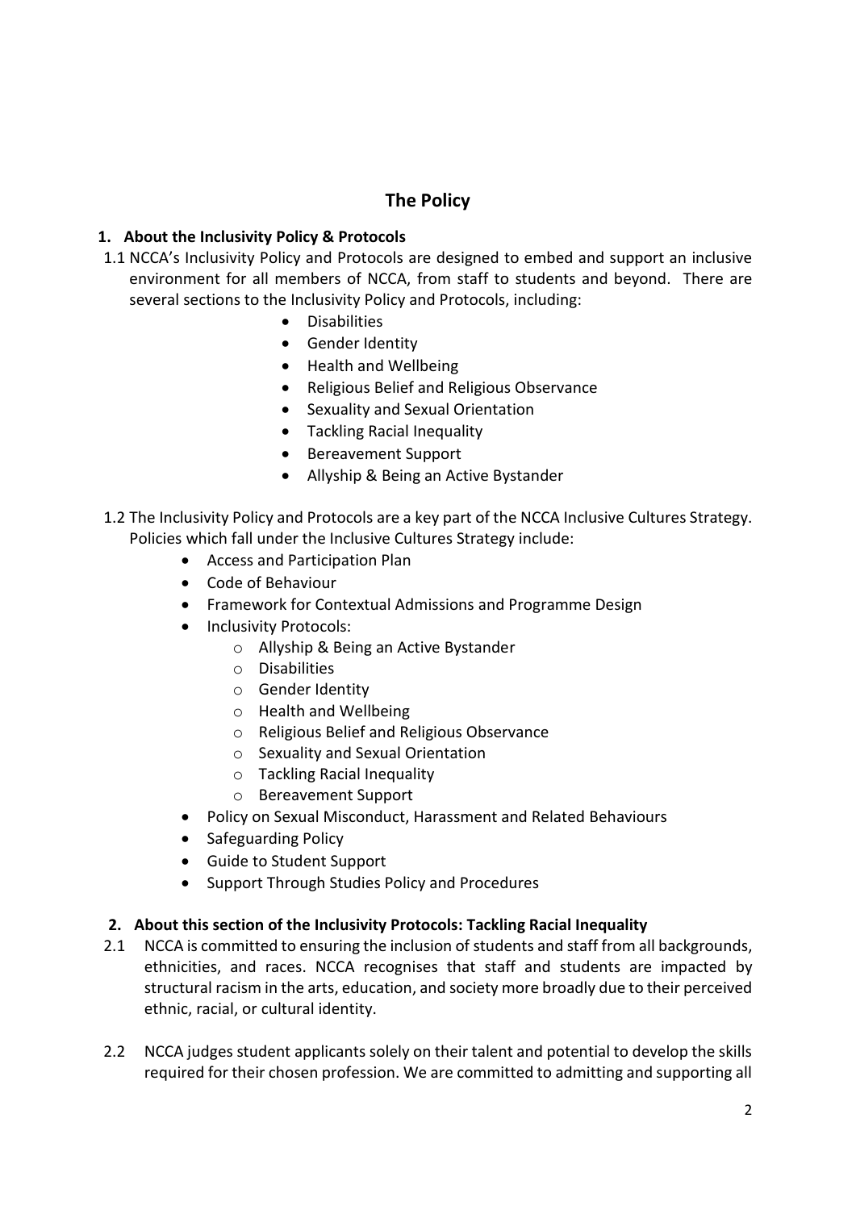# The Policy

## 1. About the Inclusivity Policy & Protocols

1.1 NCCA's Inclusivity Policy and Protocols are designed to embed and support an inclusive environment for all members of NCCA, from staff to students and beyond. There are several sections to the Inclusivity Policy and Protocols, including:

- Disabilities
- Gender Identity
- Health and Wellbeing
- Religious Belief and Religious Observance
- Sexuality and Sexual Orientation
- Tackling Racial Inequality
- Bereavement Support
- Allyship & Being an Active Bystander

1.2 The Inclusivity Policy and Protocols are a key part of the NCCA Inclusive Cultures Strategy. Policies which fall under the Inclusive Cultures Strategy include:

- Access and Participation Plan
- Code of Behaviour
- Framework for Contextual Admissions and Programme Design
- Inclusivity Protocols:
    - Allyship & Being an Active Bystander
    - Disabilities
    - Gender Identity
    - Health and Wellbeing
    - Religious Belief and Religious Observance
    - Sexuality and Sexual Orientation
    - Tackling Racial Inequality
    - Bereavement Support
- Policy on Sexual Misconduct, Harassment and Related Behaviours
- Safeguarding Policy
- Guide to Student Support
- Support Through Studies Policy and Procedures

## 2. About this section of the Inclusivity Protocols: Tackling Racial Inequality

2.1 NCCA is committed to ensuring the inclusion of students and staff from all backgrounds, ethnicities, and races. NCCA recognises that staff and students are impacted by structural racism in the arts, education, and society more broadly due to their perceived ethnic, racial, or cultural identity.

2.2 NCCA judges student applicants solely on their talent and potential to develop the skills required for their chosen profession. We are committed to admitting and supporting all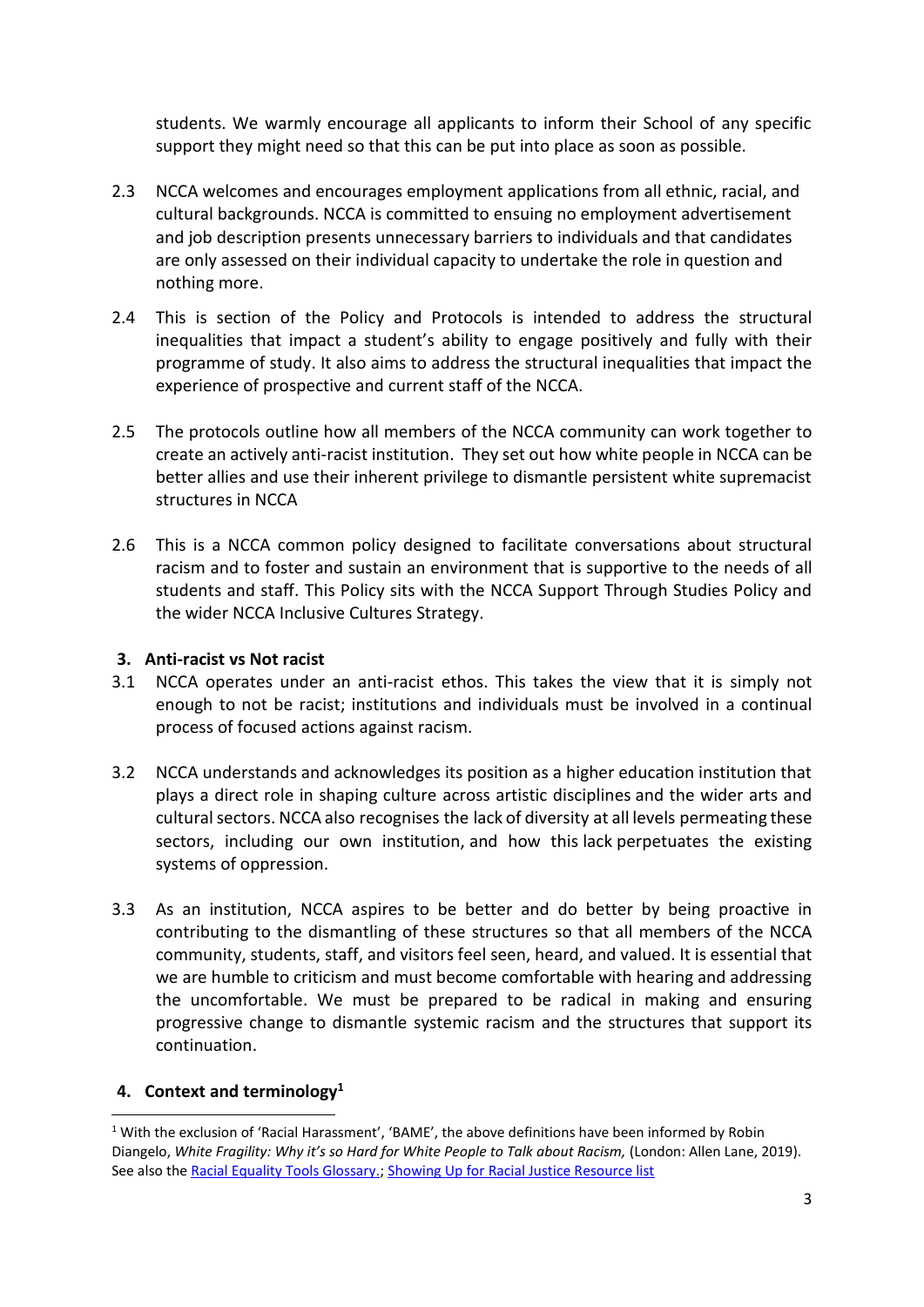students. We warmly encourage all applicants to inform their School of any specific support they might need so that this can be put into place as soon as possible.

2.3 NCCA welcomes and encourages employment applications from all ethnic, racial, and cultural backgrounds. NCCA is committed to ensuing no employment advertisement and job description presents unnecessary barriers to individuals and that candidates are only assessed on their individual capacity to undertake the role in question and nothing more.

2.4 This is section of the Policy and Protocols is intended to address the structural inequalities that impact a student's ability to engage positively and fully with their programme of study. It also aims to address the structural inequalities that impact the experience of prospective and current staff of the NCCA.

2.5 The protocols outline how all members of the NCCA community can work together to create an actively anti-racist institution. They set out how white people in NCCA can be better allies and use their inherent privilege to dismantle persistent white supremacist structures in NCCA

2.6 This is a NCCA common policy designed to facilitate conversations about structural racism and to foster and sustain an environment that is supportive to the needs of all students and staff. This Policy sits with the NCCA Support Through Studies Policy and the wider NCCA Inclusive Cultures Strategy.

## 3. Anti-racist vs Not racist

3.1 NCCA operates under an anti-racist ethos. This takes the view that it is simply not enough to not be racist; institutions and individuals must be involved in a continual process of focused actions against racism.

3.2 NCCA understands and acknowledges its position as a higher education institution that plays a direct role in shaping culture across artistic disciplines and the wider arts and cultural sectors. NCCA also recognises the lack of diversity at all levels permeating these sectors, including our own institution, and how this lack perpetuates the existing systems of oppression.

3.3 As an institution, NCCA aspires to be better and do better by being proactive in contributing to the dismantling of these structures so that all members of the NCCA community, students, staff, and visitors feel seen, heard, and valued. It is essential that we are humble to criticism and must become comfortable with hearing and addressing the uncomfortable. We must be prepared to be radical in making and ensuring progressive change to dismantle systemic racism and the structures that support its continuation.

## 4. Context and terminology[1]

[1] With the exclusion of 'Racial Harassment', 'BAME', the above definitions have been informed by Robin Diangelo, *White Fragility: Why it's so Hard for White People to Talk about Racism,* (London: Allen Lane, 2019). See also the Racial Equality Tools Glossary.; Showing Up for Racial Justice Resource list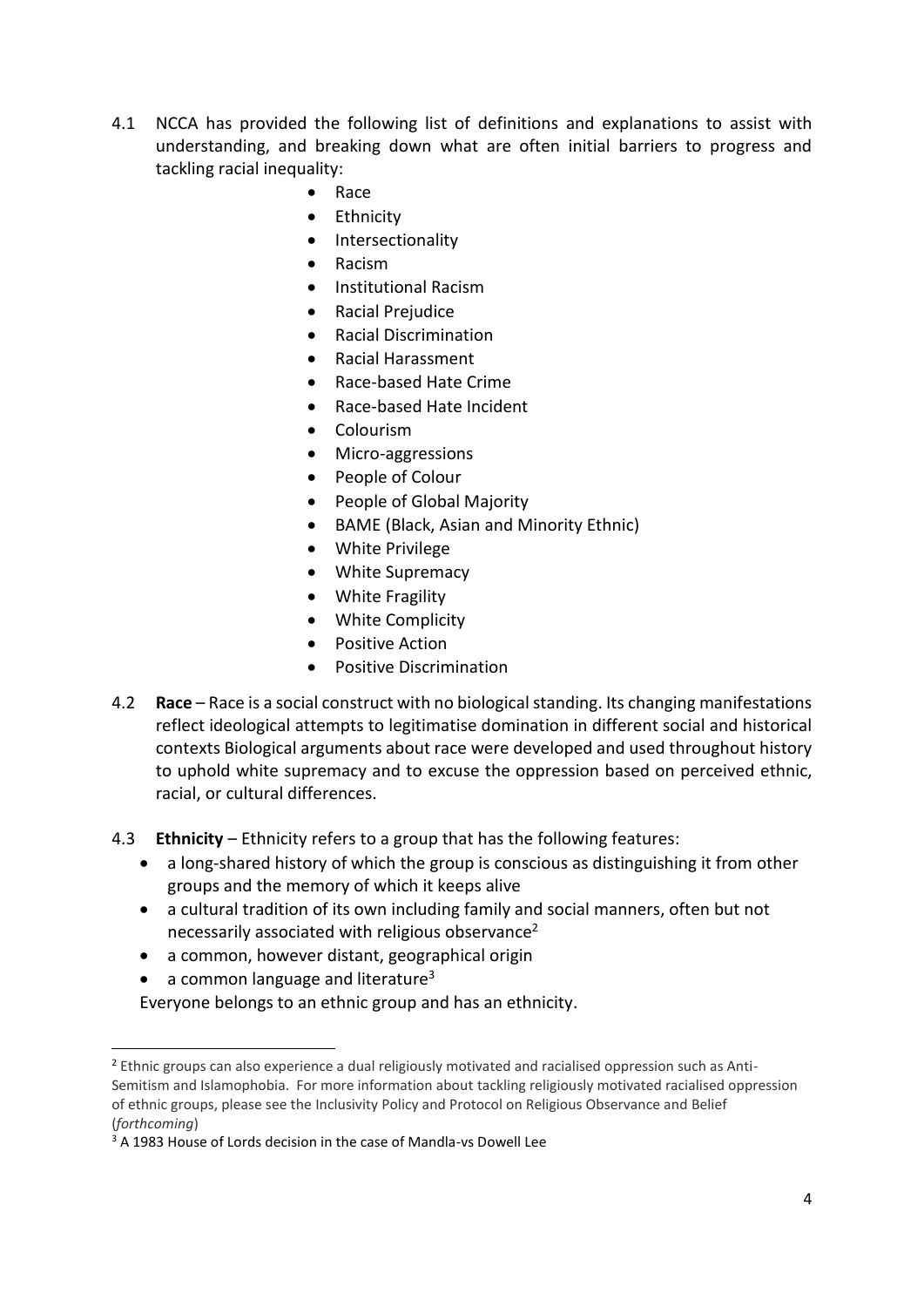4.1 NCCA has provided the following list of definitions and explanations to assist with understanding, and breaking down what are often initial barriers to progress and tackling racial inequality:

- Race
- Ethnicity
- Intersectionality
- Racism
- Institutional Racism
- Racial Prejudice
- Racial Discrimination
- Racial Harassment
- Race-based Hate Crime
- Race-based Hate Incident
- Colourism
- Micro-aggressions
- People of Colour
- People of Global Majority
- BAME (Black, Asian and Minority Ethnic)
- White Privilege
- White Supremacy
- White Fragility
- White Complicity
- Positive Action
- Positive Discrimination

4.2 **Race** – Race is a social construct with no biological standing. Its changing manifestations reflect ideological attempts to legitimatise domination in different social and historical contexts Biological arguments about race were developed and used throughout history to uphold white supremacy and to excuse the oppression based on perceived ethnic, racial, or cultural differences.

4.3 **Ethnicity** – Ethnicity refers to a group that has the following features:

- a long-shared history of which the group is conscious as distinguishing it from other groups and the memory of which it keeps alive
- a cultural tradition of its own including family and social manners, often but not necessarily associated with religious observance[2]
- a common, however distant, geographical origin
- a common language and literature[3]

Everyone belongs to an ethnic group and has an ethnicity.

---

[2] Ethnic groups can also experience a dual religiously motivated and racialised oppression such as Anti-Semitism and Islamophobia. For more information about tackling religiously motivated racialised oppression of ethnic groups, please see the Inclusivity Policy and Protocol on Religious Observance and Belief (*forthcoming*)

[3] A 1983 House of Lords decision in the case of Mandla-vs Dowell Lee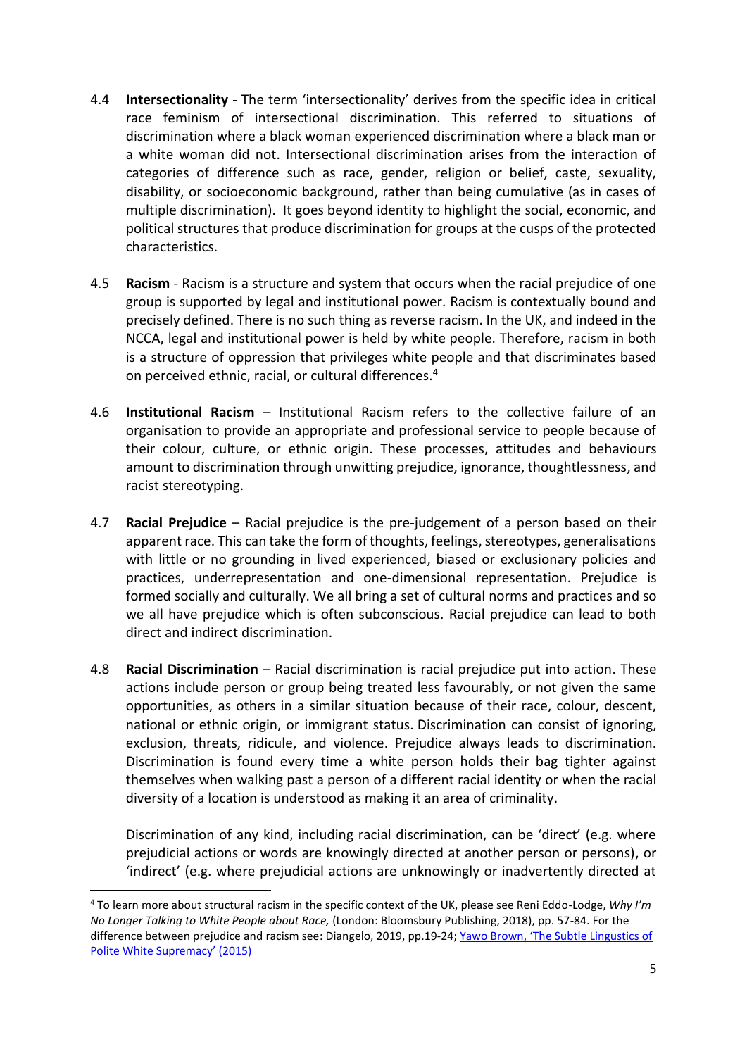4.4 **Intersectionality** - The term 'intersectionality' derives from the specific idea in critical race feminism of intersectional discrimination. This referred to situations of discrimination where a black woman experienced discrimination where a black man or a white woman did not. Intersectional discrimination arises from the interaction of categories of difference such as race, gender, religion or belief, caste, sexuality, disability, or socioeconomic background, rather than being cumulative (as in cases of multiple discrimination). It goes beyond identity to highlight the social, economic, and political structures that produce discrimination for groups at the cusps of the protected characteristics.

4.5 **Racism** - Racism is a structure and system that occurs when the racial prejudice of one group is supported by legal and institutional power. Racism is contextually bound and precisely defined. There is no such thing as reverse racism. In the UK, and indeed in the NCCA, legal and institutional power is held by white people. Therefore, racism in both is a structure of oppression that privileges white people and that discriminates based on perceived ethnic, racial, or cultural differences.[4]

4.6 **Institutional Racism** – Institutional Racism refers to the collective failure of an organisation to provide an appropriate and professional service to people because of their colour, culture, or ethnic origin. These processes, attitudes and behaviours amount to discrimination through unwitting prejudice, ignorance, thoughtlessness, and racist stereotyping.

4.7 **Racial Prejudice** – Racial prejudice is the pre-judgement of a person based on their apparent race. This can take the form of thoughts, feelings, stereotypes, generalisations with little or no grounding in lived experienced, biased or exclusionary policies and practices, underrepresentation and one-dimensional representation. Prejudice is formed socially and culturally. We all bring a set of cultural norms and practices and so we all have prejudice which is often subconscious. Racial prejudice can lead to both direct and indirect discrimination.

4.8 **Racial Discrimination** – Racial discrimination is racial prejudice put into action. These actions include person or group being treated less favourably, or not given the same opportunities, as others in a similar situation because of their race, colour, descent, national or ethnic origin, or immigrant status. Discrimination can consist of ignoring, exclusion, threats, ridicule, and violence. Prejudice always leads to discrimination. Discrimination is found every time a white person holds their bag tighter against themselves when walking past a person of a different racial identity or when the racial diversity of a location is understood as making it an area of criminality.

Discrimination of any kind, including racial discrimination, can be 'direct' (e.g. where prejudicial actions or words are knowingly directed at another person or persons), or 'indirect' (e.g. where prejudicial actions are unknowingly or inadvertently directed at

[4] To learn more about structural racism in the specific context of the UK, please see Reni Eddo-Lodge, *Why I'm No Longer Talking to White People about Race,* (London: Bloomsbury Publishing, 2018), pp. 57-84. For the difference between prejudice and racism see: Diangelo, 2019, pp.19-24; Yawo Brown, 'The Subtle Lingustics of Polite White Supremacy' (2015)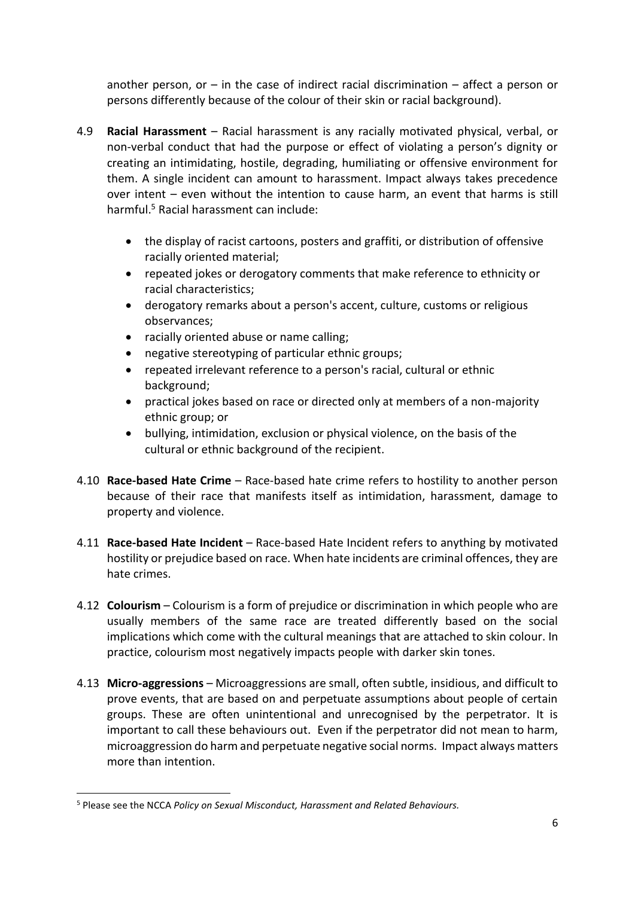another person, or – in the case of indirect racial discrimination – affect a person or persons differently because of the colour of their skin or racial background).

4.9 **Racial Harassment** – Racial harassment is any racially motivated physical, verbal, or non-verbal conduct that had the purpose or effect of violating a person's dignity or creating an intimidating, hostile, degrading, humiliating or offensive environment for them. A single incident can amount to harassment. Impact always takes precedence over intent – even without the intention to cause harm, an event that harms is still harmful.[5] Racial harassment can include:

- the display of racist cartoons, posters and graffiti, or distribution of offensive racially oriented material;
- repeated jokes or derogatory comments that make reference to ethnicity or racial characteristics;
- derogatory remarks about a person's accent, culture, customs or religious observances;
- racially oriented abuse or name calling;
- negative stereotyping of particular ethnic groups;
- repeated irrelevant reference to a person's racial, cultural or ethnic background;
- practical jokes based on race or directed only at members of a non-majority ethnic group; or
- bullying, intimidation, exclusion or physical violence, on the basis of the cultural or ethnic background of the recipient.

4.10 **Race-based Hate Crime** – Race-based hate crime refers to hostility to another person because of their race that manifests itself as intimidation, harassment, damage to property and violence.

4.11 **Race-based Hate Incident** – Race-based Hate Incident refers to anything by motivated hostility or prejudice based on race. When hate incidents are criminal offences, they are hate crimes.

4.12 **Colourism** – Colourism is a form of prejudice or discrimination in which people who are usually members of the same race are treated differently based on the social implications which come with the cultural meanings that are attached to skin colour. In practice, colourism most negatively impacts people with darker skin tones.

4.13 **Micro-aggressions** – Microaggressions are small, often subtle, insidious, and difficult to prove events, that are based on and perpetuate assumptions about people of certain groups. These are often unintentional and unrecognised by the perpetrator. It is important to call these behaviours out. Even if the perpetrator did not mean to harm, microaggression do harm and perpetuate negative social norms. Impact always matters more than intention.

---

[5] Please see the NCCA *Policy on Sexual Misconduct, Harassment and Related Behaviours.*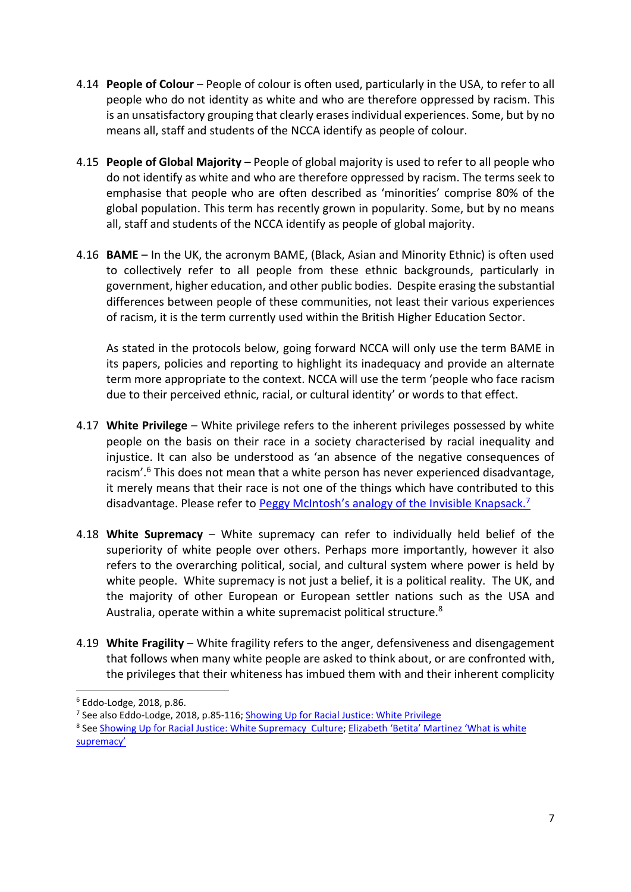4.14 **People of Colour** – People of colour is often used, particularly in the USA, to refer to all people who do not identity as white and who are therefore oppressed by racism. This is an unsatisfactory grouping that clearly erases individual experiences. Some, but by no means all, staff and students of the NCCA identify as people of colour.

4.15 **People of Global Majority –** People of global majority is used to refer to all people who do not identify as white and who are therefore oppressed by racism. The terms seek to emphasise that people who are often described as 'minorities' comprise 80% of the global population. This term has recently grown in popularity. Some, but by no means all, staff and students of the NCCA identify as people of global majority.

4.16 **BAME** – In the UK, the acronym BAME, (Black, Asian and Minority Ethnic) is often used to collectively refer to all people from these ethnic backgrounds, particularly in government, higher education, and other public bodies. Despite erasing the substantial differences between people of these communities, not least their various experiences of racism, it is the term currently used within the British Higher Education Sector.

As stated in the protocols below, going forward NCCA will only use the term BAME in its papers, policies and reporting to highlight its inadequacy and provide an alternate term more appropriate to the context. NCCA will use the term 'people who face racism due to their perceived ethnic, racial, or cultural identity' or words to that effect.

4.17 **White Privilege** – White privilege refers to the inherent privileges possessed by white people on the basis on their race in a society characterised by racial inequality and injustice. It can also be understood as 'an absence of the negative consequences of racism'.[6] This does not mean that a white person has never experienced disadvantage, it merely means that their race is not one of the things which have contributed to this disadvantage. Please refer to Peggy McIntosh's analogy of the Invisible Knapsack.[7]

4.18 **White Supremacy** – White supremacy can refer to individually held belief of the superiority of white people over others. Perhaps more importantly, however it also refers to the overarching political, social, and cultural system where power is held by white people. White supremacy is not just a belief, it is a political reality. The UK, and the majority of other European or European settler nations such as the USA and Australia, operate within a white supremacist political structure.[8]

4.19 **White Fragility** – White fragility refers to the anger, defensiveness and disengagement that follows when many white people are asked to think about, or are confronted with, the privileges that their whiteness has imbued them with and their inherent complicity

---

[6] Eddo-Lodge, 2018, p.86.

[7] See also Eddo-Lodge, 2018, p.85-116; Showing Up for Racial Justice: White Privilege

[8] See Showing Up for Racial Justice: White Supremacy Culture; Elizabeth 'Betita' Martinez 'What is white supremacy'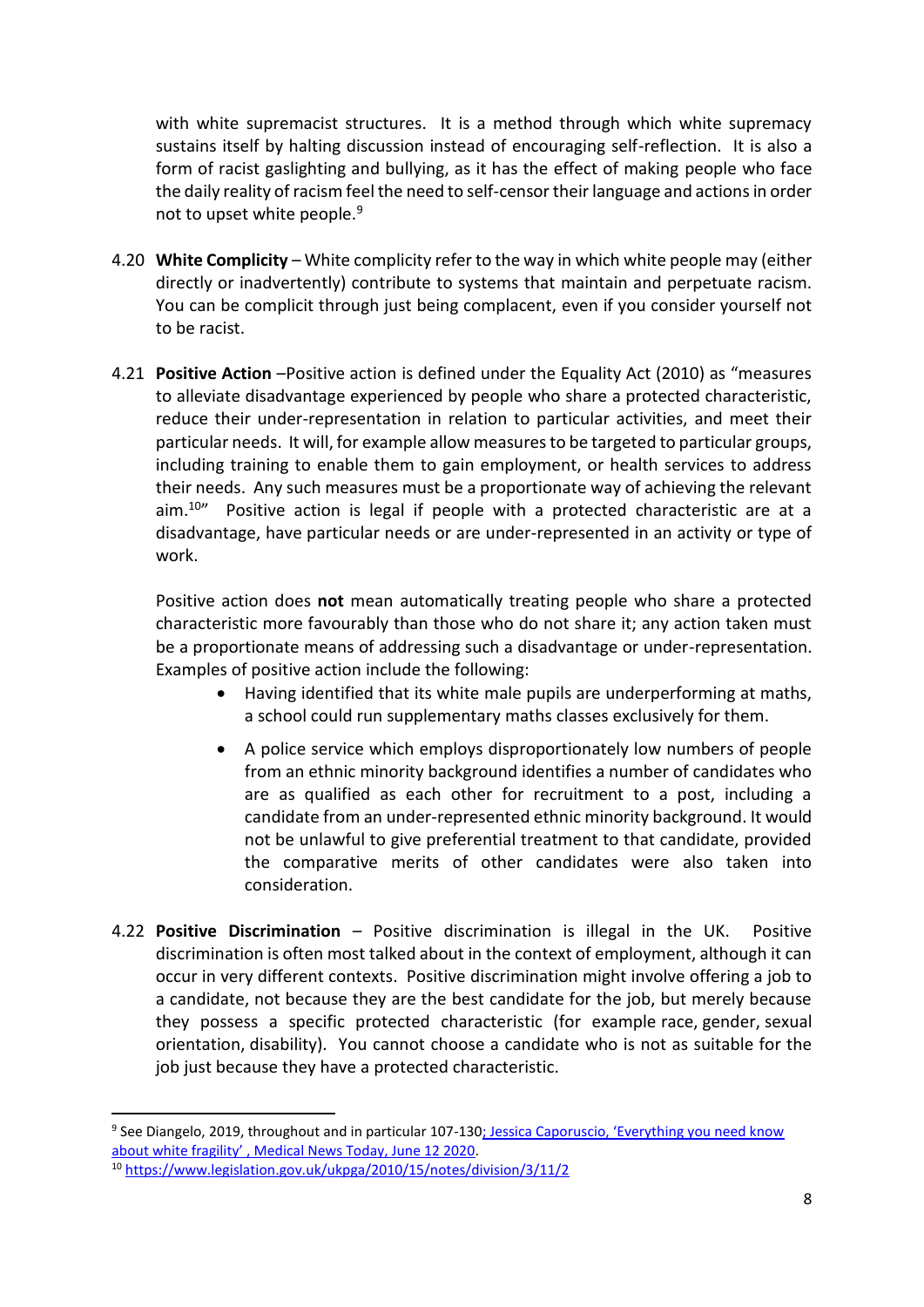with white supremacist structures. It is a method through which white supremacy sustains itself by halting discussion instead of encouraging self-reflection. It is also a form of racist gaslighting and bullying, as it has the effect of making people who face the daily reality of racism feel the need to self-censor their language and actions in order not to upset white people.[9]

4.20 **White Complicity** – White complicity refer to the way in which white people may (either directly or inadvertently) contribute to systems that maintain and perpetuate racism. You can be complicit through just being complacent, even if you consider yourself not to be racist.

4.21 **Positive Action** –Positive action is defined under the Equality Act (2010) as "measures to alleviate disadvantage experienced by people who share a protected characteristic, reduce their under-representation in relation to particular activities, and meet their particular needs. It will, for example allow measures to be targeted to particular groups, including training to enable them to gain employment, or health services to address their needs. Any such measures must be a proportionate way of achieving the relevant aim.[10]" Positive action is legal if people with a protected characteristic are at a disadvantage, have particular needs or are under-represented in an activity or type of work.

Positive action does **not** mean automatically treating people who share a protected characteristic more favourably than those who do not share it; any action taken must be a proportionate means of addressing such a disadvantage or under-representation. Examples of positive action include the following:

- Having identified that its white male pupils are underperforming at maths, a school could run supplementary maths classes exclusively for them.
- A police service which employs disproportionately low numbers of people from an ethnic minority background identifies a number of candidates who are as qualified as each other for recruitment to a post, including a candidate from an under-represented ethnic minority background. It would not be unlawful to give preferential treatment to that candidate, provided the comparative merits of other candidates were also taken into consideration.

4.22 **Positive Discrimination** – Positive discrimination is illegal in the UK. Positive discrimination is often most talked about in the context of employment, although it can occur in very different contexts. Positive discrimination might involve offering a job to a candidate, not because they are the best candidate for the job, but merely because they possess a specific protected characteristic (for example race, gender, sexual orientation, disability). You cannot choose a candidate who is not as suitable for the job just because they have a protected characteristic.

---

[9] See Diangelo, 2019, throughout and in particular 107-130; Jessica Caporuscio, 'Everything you need know about white fragility' , Medical News Today, June 12 2020.

[10] https://www.legislation.gov.uk/ukpga/2010/15/notes/division/3/11/2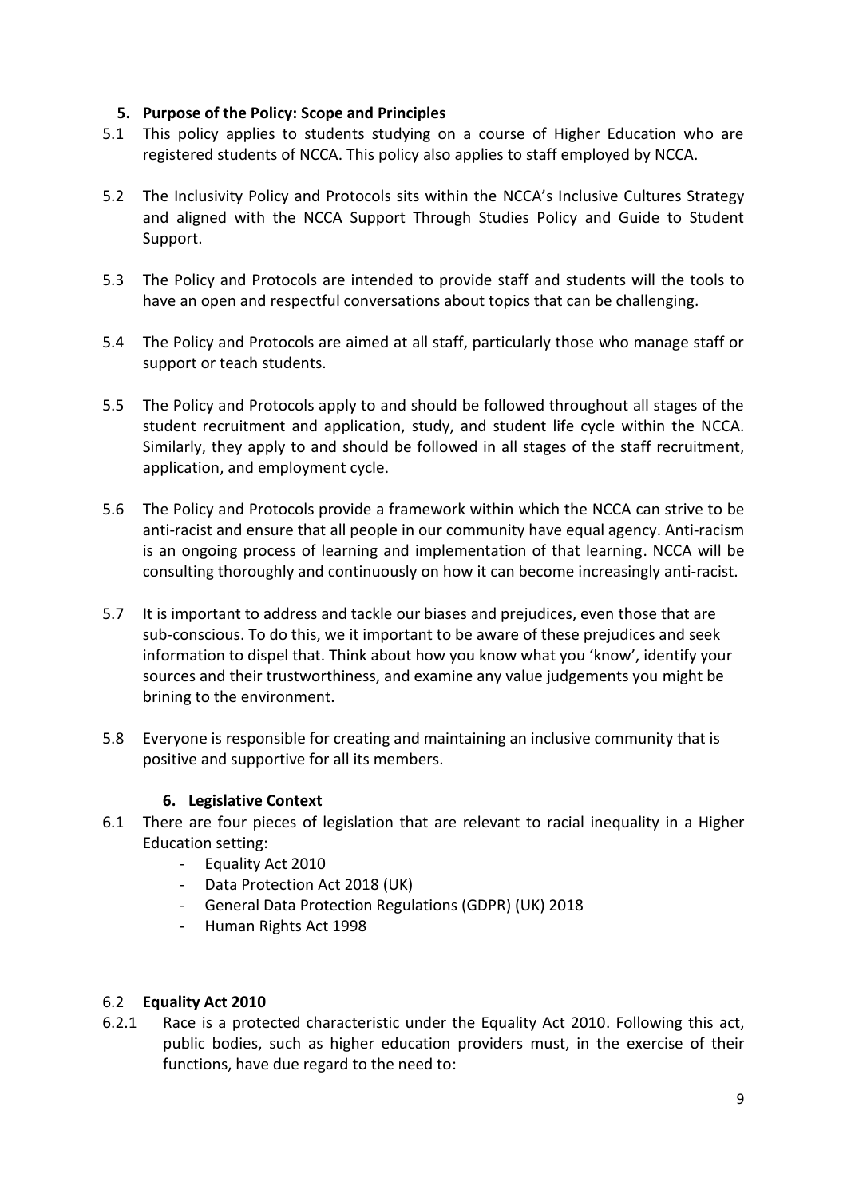## 5. Purpose of the Policy: Scope and Principles

5.1 This policy applies to students studying on a course of Higher Education who are registered students of NCCA. This policy also applies to staff employed by NCCA.

5.2 The Inclusivity Policy and Protocols sits within the NCCA's Inclusive Cultures Strategy and aligned with the NCCA Support Through Studies Policy and Guide to Student Support.

5.3 The Policy and Protocols are intended to provide staff and students will the tools to have an open and respectful conversations about topics that can be challenging.

5.4 The Policy and Protocols are aimed at all staff, particularly those who manage staff or support or teach students.

5.5 The Policy and Protocols apply to and should be followed throughout all stages of the student recruitment and application, study, and student life cycle within the NCCA. Similarly, they apply to and should be followed in all stages of the staff recruitment, application, and employment cycle.

5.6 The Policy and Protocols provide a framework within which the NCCA can strive to be anti-racist and ensure that all people in our community have equal agency. Anti-racism is an ongoing process of learning and implementation of that learning. NCCA will be consulting thoroughly and continuously on how it can become increasingly anti-racist.

5.7 It is important to address and tackle our biases and prejudices, even those that are sub-conscious. To do this, we it important to be aware of these prejudices and seek information to dispel that. Think about how you know what you 'know', identify your sources and their trustworthiness, and examine any value judgements you might be brining to the environment.

5.8 Everyone is responsible for creating and maintaining an inclusive community that is positive and supportive for all its members.

## 6. Legislative Context

6.1 There are four pieces of legislation that are relevant to racial inequality in a Higher Education setting:

- Equality Act 2010
- Data Protection Act 2018 (UK)
- General Data Protection Regulations (GDPR) (UK) 2018
- Human Rights Act 1998

### 6.2 Equality Act 2010

6.2.1 Race is a protected characteristic under the Equality Act 2010. Following this act, public bodies, such as higher education providers must, in the exercise of their functions, have due regard to the need to: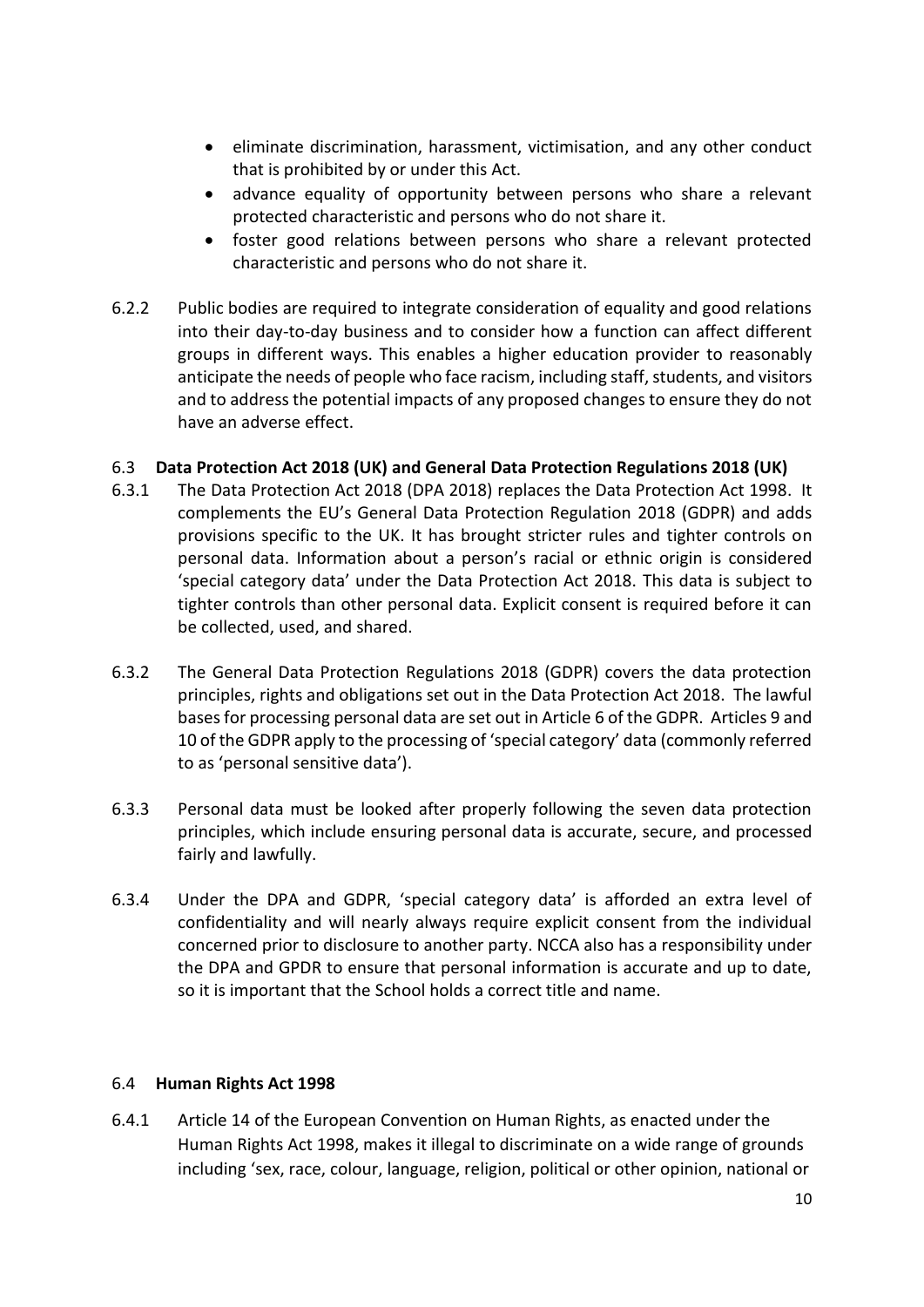- eliminate discrimination, harassment, victimisation, and any other conduct that is prohibited by or under this Act.
- advance equality of opportunity between persons who share a relevant protected characteristic and persons who do not share it.
- foster good relations between persons who share a relevant protected characteristic and persons who do not share it.

6.2.2 Public bodies are required to integrate consideration of equality and good relations into their day-to-day business and to consider how a function can affect different groups in different ways. This enables a higher education provider to reasonably anticipate the needs of people who face racism, including staff, students, and visitors and to address the potential impacts of any proposed changes to ensure they do not have an adverse effect.

### 6.3 Data Protection Act 2018 (UK) and General Data Protection Regulations 2018 (UK)

6.3.1 The Data Protection Act 2018 (DPA 2018) replaces the Data Protection Act 1998. It complements the EU's General Data Protection Regulation 2018 (GDPR) and adds provisions specific to the UK. It has brought stricter rules and tighter controls on personal data. Information about a person's racial or ethnic origin is considered 'special category data' under the Data Protection Act 2018. This data is subject to tighter controls than other personal data. Explicit consent is required before it can be collected, used, and shared.

6.3.2 The General Data Protection Regulations 2018 (GDPR) covers the data protection principles, rights and obligations set out in the Data Protection Act 2018. The lawful bases for processing personal data are set out in Article 6 of the GDPR. Articles 9 and 10 of the GDPR apply to the processing of 'special category' data (commonly referred to as 'personal sensitive data').

6.3.3 Personal data must be looked after properly following the seven data protection principles, which include ensuring personal data is accurate, secure, and processed fairly and lawfully.

6.3.4 Under the DPA and GDPR, 'special category data' is afforded an extra level of confidentiality and will nearly always require explicit consent from the individual concerned prior to disclosure to another party. NCCA also has a responsibility under the DPA and GPDR to ensure that personal information is accurate and up to date, so it is important that the School holds a correct title and name.

### 6.4 Human Rights Act 1998

6.4.1 Article 14 of the European Convention on Human Rights, as enacted under the Human Rights Act 1998, makes it illegal to discriminate on a wide range of grounds including 'sex, race, colour, language, religion, political or other opinion, national or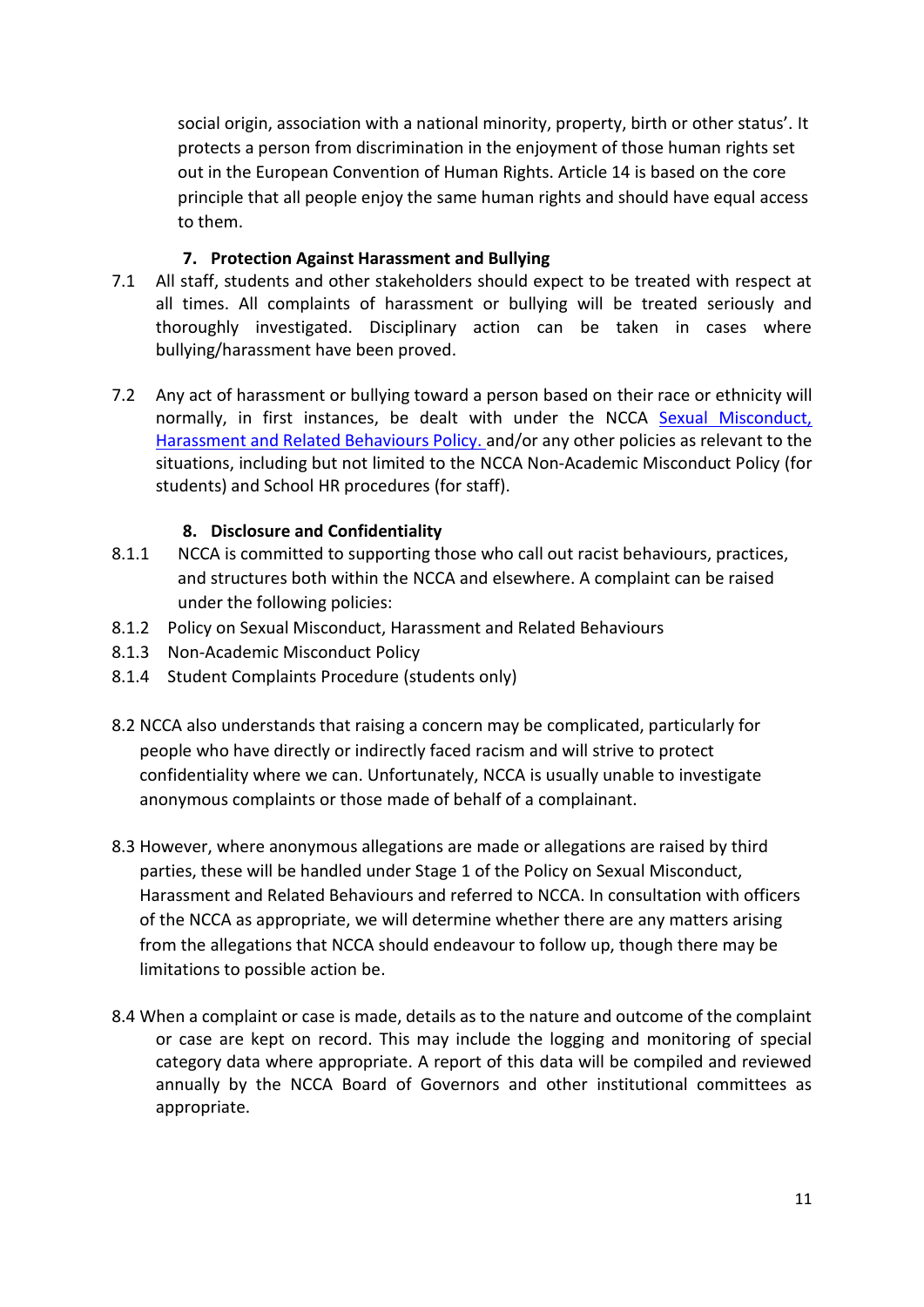social origin, association with a national minority, property, birth or other status'. It protects a person from discrimination in the enjoyment of those human rights set out in the European Convention of Human Rights. Article 14 is based on the core principle that all people enjoy the same human rights and should have equal access to them.

## 7. Protection Against Harassment and Bullying

7.1 All staff, students and other stakeholders should expect to be treated with respect at all times. All complaints of harassment or bullying will be treated seriously and thoroughly investigated. Disciplinary action can be taken in cases where bullying/harassment have been proved.

7.2 Any act of harassment or bullying toward a person based on their race or ethnicity will normally, in first instances, be dealt with under the NCCA Sexual Misconduct, Harassment and Related Behaviours Policy. and/or any other policies as relevant to the situations, including but not limited to the NCCA Non-Academic Misconduct Policy (for students) and School HR procedures (for staff).

## 8. Disclosure and Confidentiality

8.1.1 NCCA is committed to supporting those who call out racist behaviours, practices, and structures both within the NCCA and elsewhere. A complaint can be raised under the following policies:

8.1.2 Policy on Sexual Misconduct, Harassment and Related Behaviours

8.1.3 Non-Academic Misconduct Policy

8.1.4 Student Complaints Procedure (students only)

8.2 NCCA also understands that raising a concern may be complicated, particularly for people who have directly or indirectly faced racism and will strive to protect confidentiality where we can. Unfortunately, NCCA is usually unable to investigate anonymous complaints or those made of behalf of a complainant.

8.3 However, where anonymous allegations are made or allegations are raised by third parties, these will be handled under Stage 1 of the Policy on Sexual Misconduct, Harassment and Related Behaviours and referred to NCCA. In consultation with officers of the NCCA as appropriate, we will determine whether there are any matters arising from the allegations that NCCA should endeavour to follow up, though there may be limitations to possible action be.

8.4 When a complaint or case is made, details as to the nature and outcome of the complaint or case are kept on record. This may include the logging and monitoring of special category data where appropriate. A report of this data will be compiled and reviewed annually by the NCCA Board of Governors and other institutional committees as appropriate.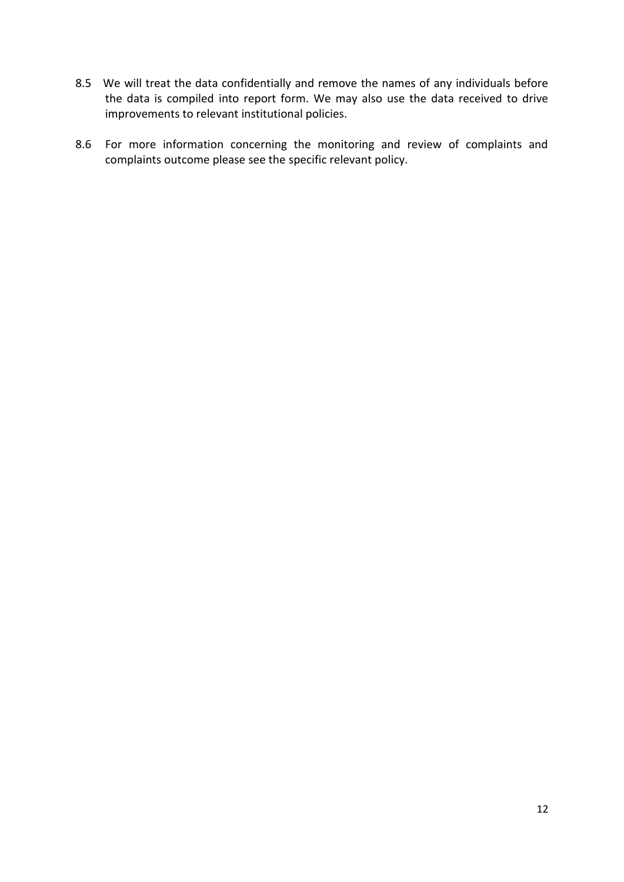8.5 We will treat the data confidentially and remove the names of any individuals before the data is compiled into report form. We may also use the data received to drive improvements to relevant institutional policies.

8.6 For more information concerning the monitoring and review of complaints and complaints outcome please see the specific relevant policy.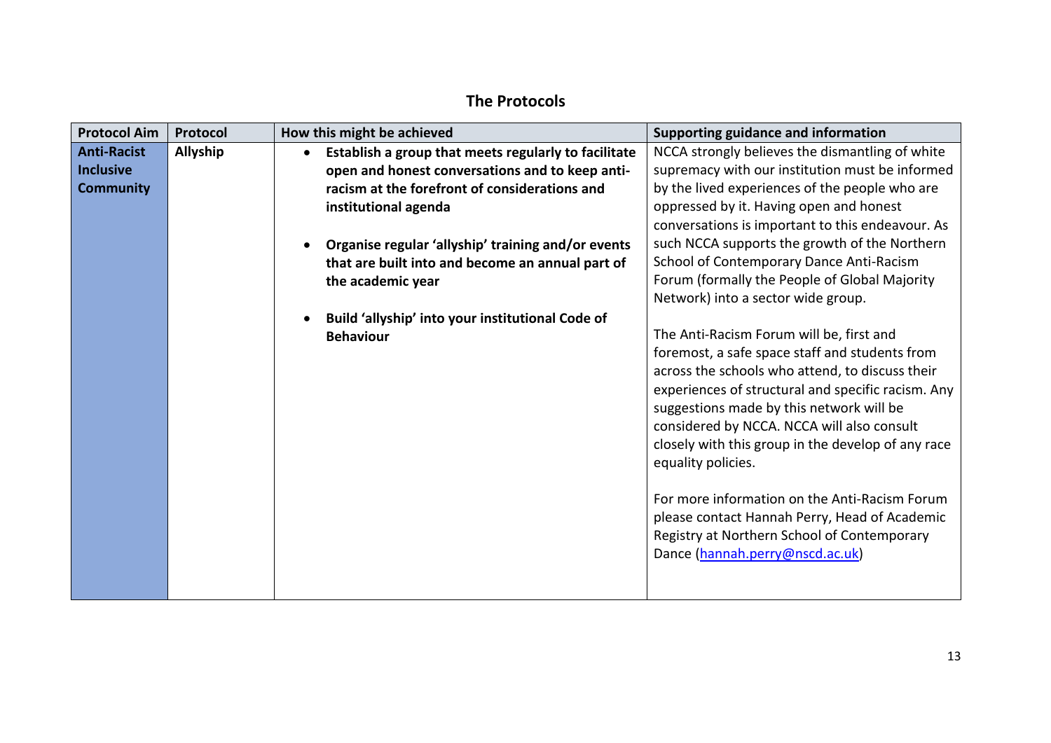## The Protocols

| Protocol Aim | Protocol | How this might be achieved | Supporting guidance and information |
|---|---|---|---|
| **Anti-Racist Inclusive Community** | **Allyship** | • **Establish a group that meets regularly to facilitate open and honest conversations and to keep anti-racism at the forefront of considerations and institutional agenda**<br><br>• **Organise regular 'allyship' training and/or events that are built into and become an annual part of the academic year**<br><br>• **Build 'allyship' into your institutional Code of Behaviour** | NCCA strongly believes the dismantling of white supremacy with our institution must be informed by the lived experiences of the people who are oppressed by it. Having open and honest conversations is important to this endeavour. As such NCCA supports the growth of the Northern School of Contemporary Dance Anti-Racism Forum (formally the People of Global Majority Network) into a sector wide group.<br><br>The Anti-Racism Forum will be, first and foremost, a safe space staff and students from across the schools who attend, to discuss their experiences of structural and specific racism. Any suggestions made by this network will be considered by NCCA. NCCA will also consult closely with this group in the develop of any race equality policies.<br><br>For more information on the Anti-Racism Forum please contact Hannah Perry, Head of Academic Registry at Northern School of Contemporary Dance (hannah.perry@nscd.ac.uk) |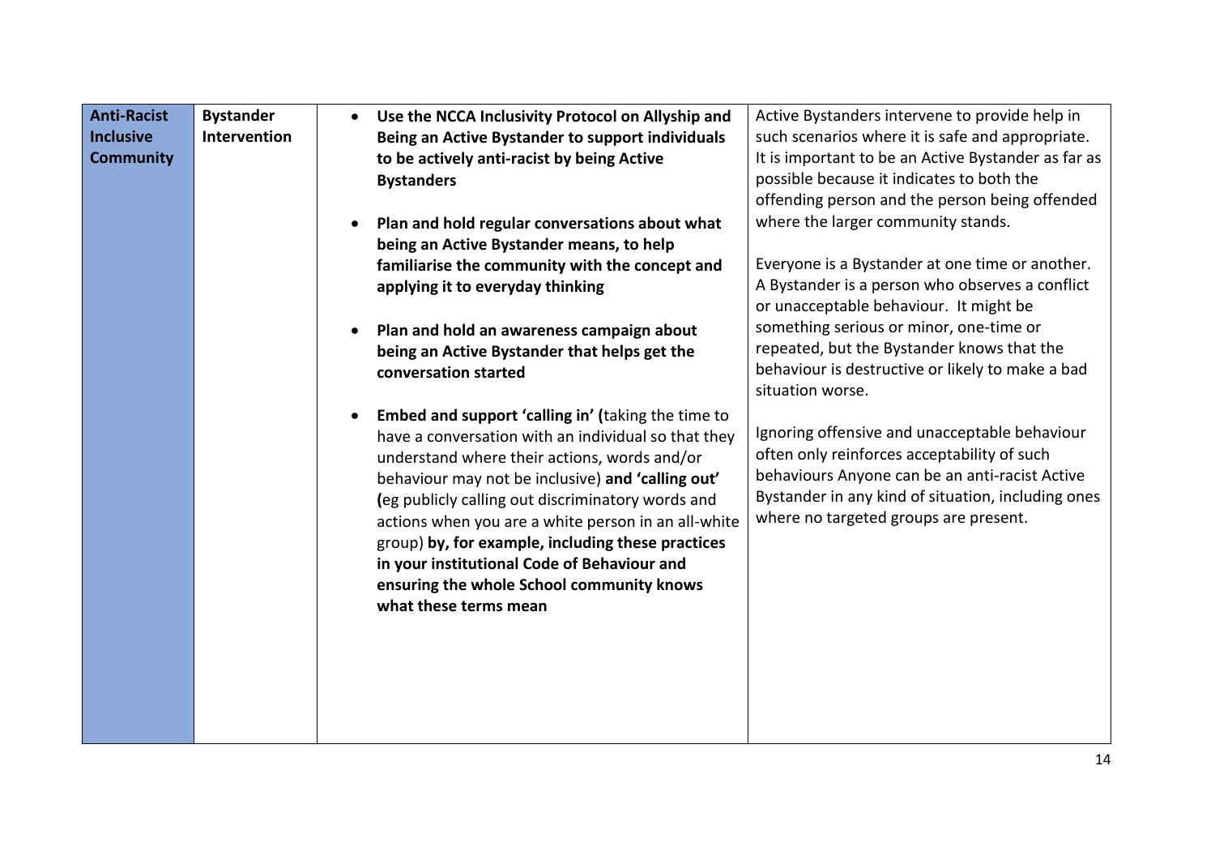| | | | |
|---|---|---|---|
| **Anti-Racist Inclusive Community** | **Bystander Intervention** | • **Use the NCCA Inclusivity Protocol on Allyship and Being an Active Bystander to support individuals to be actively anti-racist by being Active Bystanders**<br><br>• **Plan and hold regular conversations about what being an Active Bystander means, to help familiarise the community with the concept and applying it to everyday thinking**<br><br>• **Plan and hold an awareness campaign about being an Active Bystander that helps get the conversation started**<br><br>• **Embed and support 'calling in' (**taking the time to have a conversation with an individual so that they understand where their actions, words and/or behaviour may not be inclusive) **and 'calling out' (**eg publicly calling out discriminatory words and actions when you are a white person in an all-white group) **by, for example, including these practices in your institutional Code of Behaviour and ensuring the whole School community knows what these terms mean** | Active Bystanders intervene to provide help in such scenarios where it is safe and appropriate. It is important to be an Active Bystander as far as possible because it indicates to both the offending person and the person being offended where the larger community stands.<br><br>Everyone is a Bystander at one time or another. A Bystander is a person who observes a conflict or unacceptable behaviour. It might be something serious or minor, one-time or repeated, but the Bystander knows that the behaviour is destructive or likely to make a bad situation worse.<br><br>Ignoring offensive and unacceptable behaviour often only reinforces acceptability of such behaviours Anyone can be an anti-racist Active Bystander in any kind of situation, including ones where no targeted groups are present. |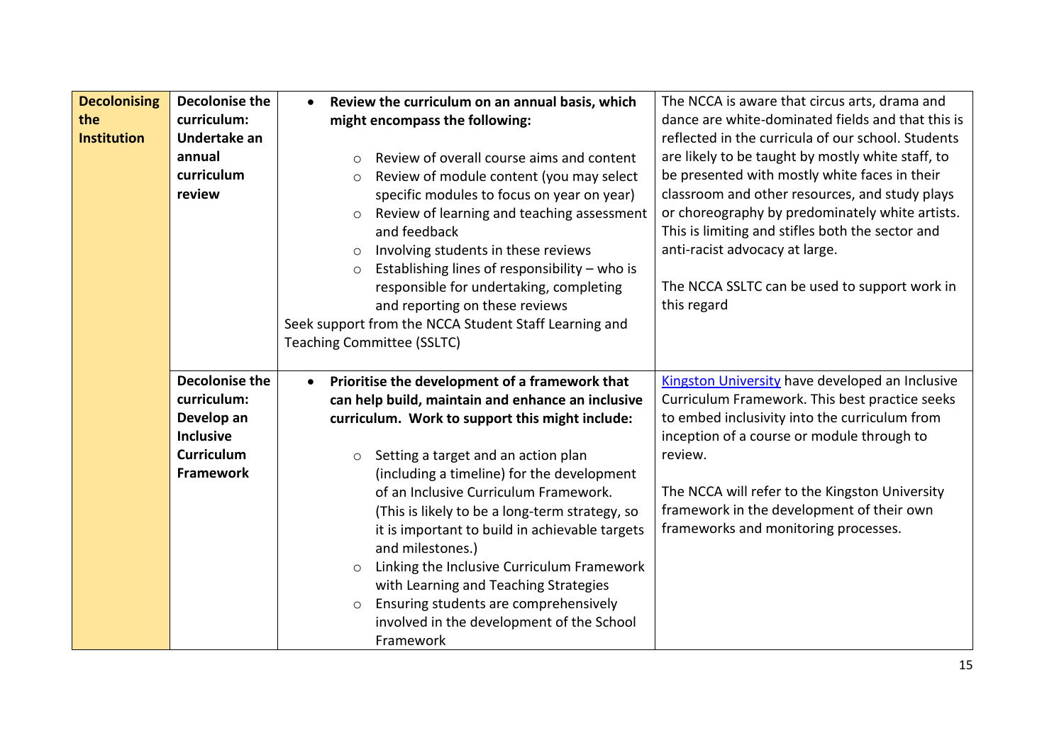| | | | |
|---|---|---|---|
| **Decolonising the Institution** | **Decolonise the curriculum: Undertake an annual curriculum review** | • **Review the curriculum on an annual basis, which might encompass the following:**<br><br>○ Review of overall course aims and content<br>○ Review of module content (you may select specific modules to focus on year on year)<br>○ Review of learning and teaching assessment and feedback<br>○ Involving students in these reviews<br>○ Establishing lines of responsibility – who is responsible for undertaking, completing and reporting on these reviews<br><br>Seek support from the NCCA Student Staff Learning and Teaching Committee (SSLTC) | The NCCA is aware that circus arts, drama and dance are white-dominated fields and that this is reflected in the curricula of our school. Students are likely to be taught by mostly white staff, to be presented with mostly white faces in their classroom and other resources, and study plays or choreography by predominately white artists. This is limiting and stifles both the sector and anti-racist advocacy at large.<br><br>The NCCA SSLTC can be used to support work in this regard |
| | **Decolonise the curriculum: Develop an Inclusive Curriculum Framework** | • **Prioritise the development of a framework that can help build, maintain and enhance an inclusive curriculum. Work to support this might include:**<br><br>○ Setting a target and an action plan (including a timeline) for the development of an Inclusive Curriculum Framework. (This is likely to be a long-term strategy, so it is important to build in achievable targets and milestones.)<br>○ Linking the Inclusive Curriculum Framework with Learning and Teaching Strategies<br>○ Ensuring students are comprehensively involved in the development of the School Framework | Kingston University have developed an Inclusive Curriculum Framework. This best practice seeks to embed inclusivity into the curriculum from inception of a course or module through to review.<br><br>The NCCA will refer to the Kingston University framework in the development of their own frameworks and monitoring processes. |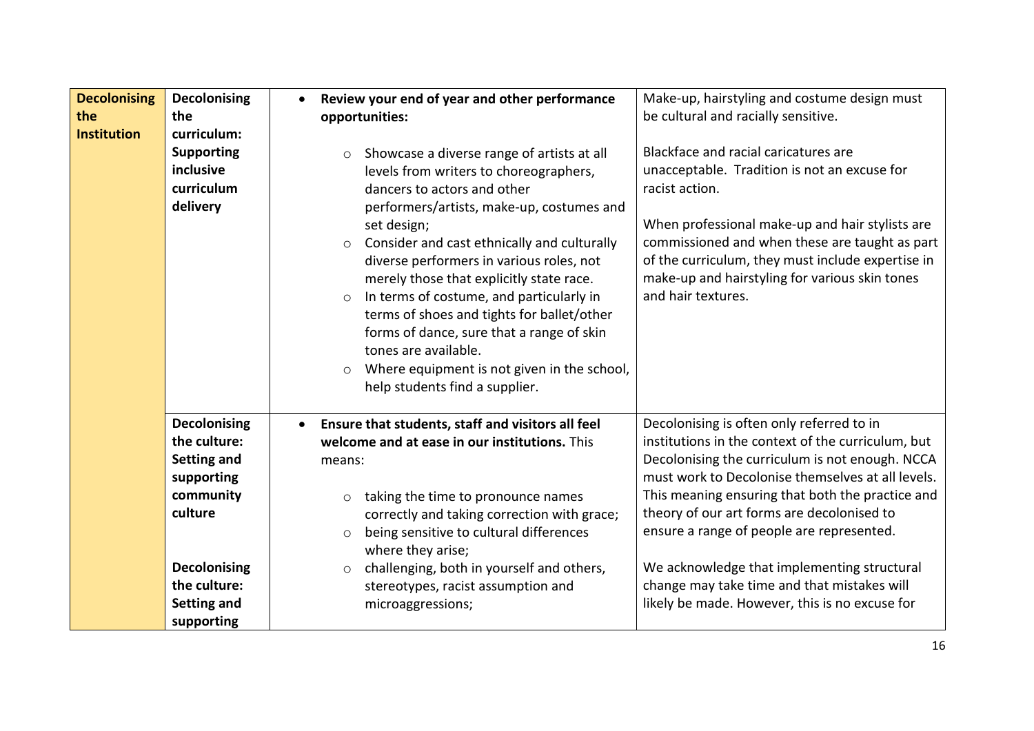| | | | |
|---|---|---|---|
| **Decolonising the Institution** | **Decolonising the curriculum: Supporting inclusive curriculum delivery** | • **Review your end of year and other performance opportunities:**<br><br>○ Showcase a diverse range of artists at all levels from writers to choreographers, dancers to actors and other performers/artists, make-up, costumes and set design;<br>○ Consider and cast ethnically and culturally diverse performers in various roles, not merely those that explicitly state race.<br>○ In terms of costume, and particularly in terms of shoes and tights for ballet/other forms of dance, sure that a range of skin tones are available.<br>○ Where equipment is not given in the school, help students find a supplier. | Make-up, hairstyling and costume design must be cultural and racially sensitive.<br><br>Blackface and racial caricatures are unacceptable. Tradition is not an excuse for racist action.<br><br>When professional make-up and hair stylists are commissioned and when these are taught as part of the curriculum, they must include expertise in make-up and hairstyling for various skin tones and hair textures. |
| | **Decolonising the culture: Setting and supporting community culture**<br><br>**Decolonising the culture: Setting and supporting** | • **Ensure that students, staff and visitors all feel welcome and at ease in our institutions.** This means:<br><br>○ taking the time to pronounce names correctly and taking correction with grace;<br>○ being sensitive to cultural differences where they arise;<br>○ challenging, both in yourself and others, stereotypes, racist assumption and microaggressions; | Decolonising is often only referred to in institutions in the context of the curriculum, but Decolonising the curriculum is not enough. NCCA must work to Decolonise themselves at all levels. This meaning ensuring that both the practice and theory of our art forms are decolonised to ensure a range of people are represented.<br><br>We acknowledge that implementing structural change may take time and that mistakes will likely be made. However, this is no excuse for |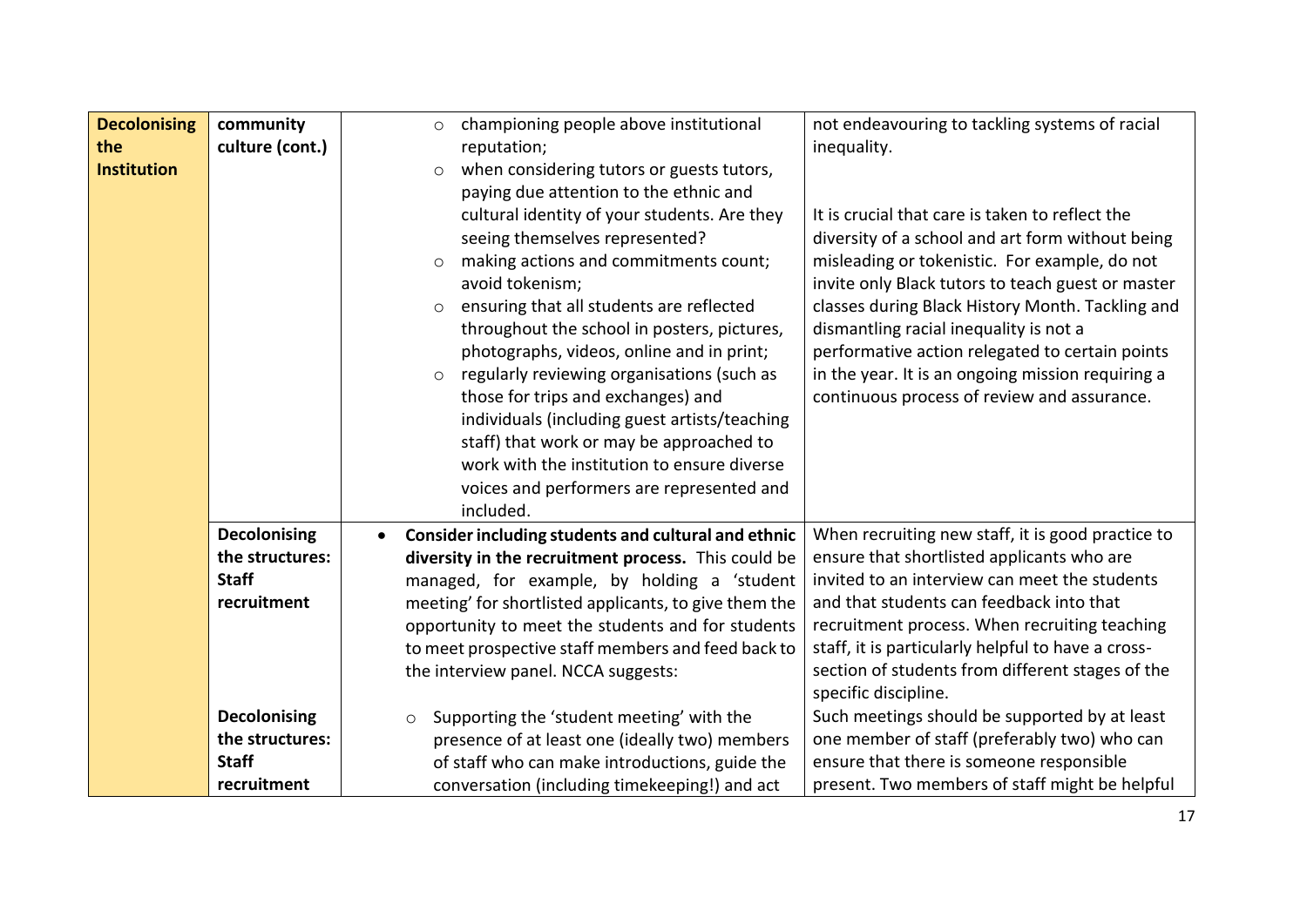| | | | |
|---|---|---|---|
| **Decolonising the Institution** | community culture (cont.) | ○ championing people above institutional reputation;<br>○ when considering tutors or guests tutors, paying due attention to the ethnic and cultural identity of your students. Are they seeing themselves represented?<br>○ making actions and commitments count; avoid tokenism;<br>○ ensuring that all students are reflected throughout the school in posters, pictures, photographs, videos, online and in print;<br>○ regularly reviewing organisations (such as those for trips and exchanges) and individuals (including guest artists/teaching staff) that work or may be approached to work with the institution to ensure diverse voices and performers are represented and included. | not endeavouring to tackling systems of racial inequality.<br><br>It is crucial that care is taken to reflect the diversity of a school and art form without being misleading or tokenistic. For example, do not invite only Black tutors to teach guest or master classes during Black History Month. Tackling and dismantling racial inequality is not a performative action relegated to certain points in the year. It is an ongoing mission requiring a continuous process of review and assurance. |
| | **Decolonising the structures: Staff recruitment** | • **Consider including students and cultural and ethnic diversity in the recruitment process.** This could be managed, for example, by holding a 'student meeting' for shortlisted applicants, to give them the opportunity to meet the students and for students to meet prospective staff members and feed back to the interview panel. NCCA suggests: | When recruiting new staff, it is good practice to ensure that shortlisted applicants who are invited to an interview can meet the students and that students can feedback into that recruitment process. When recruiting teaching staff, it is particularly helpful to have a cross-section of students from different stages of the specific discipline. |
| | **Decolonising the structures: Staff recruitment** | ○ Supporting the 'student meeting' with the presence of at least one (ideally two) members of staff who can make introductions, guide the conversation (including timekeeping!) and act | Such meetings should be supported by at least one member of staff (preferably two) who can ensure that there is someone responsible present. Two members of staff might be helpful |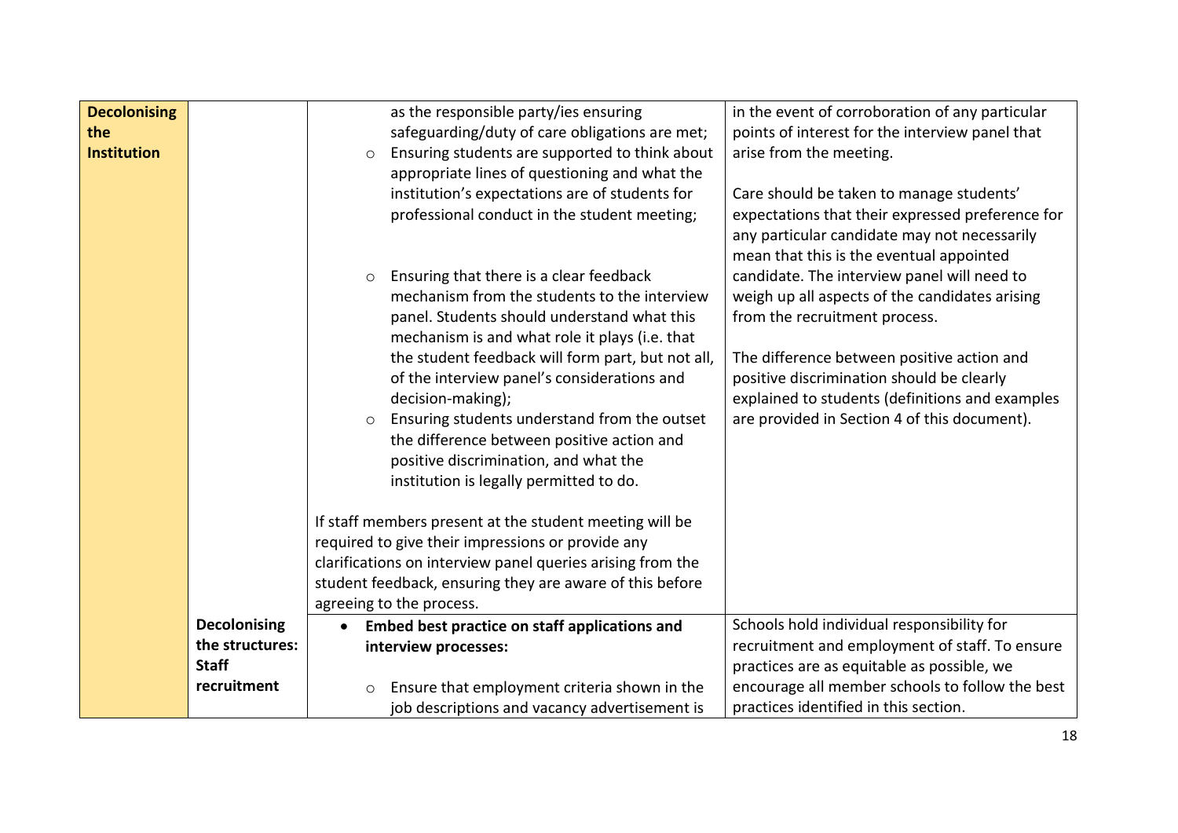| | | | |
|---|---|---|---|
| **Decolonising the Institution** | | as the responsible party/ies ensuring safeguarding/duty of care obligations are met;<br>- Ensuring students are supported to think about appropriate lines of questioning and what the institution's expectations are of students for professional conduct in the student meeting;<br>- Ensuring that there is a clear feedback mechanism from the students to the interview panel. Students should understand what this mechanism is and what role it plays (i.e. that the student feedback will form part, but not all, of the interview panel's considerations and decision-making);<br>- Ensuring students understand from the outset the difference between positive action and positive discrimination, and what the institution is legally permitted to do.<br><br>If staff members present at the student meeting will be required to give their impressions or provide any clarifications on interview panel queries arising from the student feedback, ensuring they are aware of this before agreeing to the process. | in the event of corroboration of any particular points of interest for the interview panel that arise from the meeting.<br><br>Care should be taken to manage students' expectations that their expressed preference for any particular candidate may not necessarily mean that this is the eventual appointed candidate. The interview panel will need to weigh up all aspects of the candidates arising from the recruitment process.<br><br>The difference between positive action and positive discrimination should be clearly explained to students (definitions and examples are provided in Section 4 of this document). |
| | **Decolonising the structures: Staff recruitment** | - **Embed best practice on staff applications and interview processes:**<br>- Ensure that employment criteria shown in the job descriptions and vacancy advertisement is | Schools hold individual responsibility for recruitment and employment of staff. To ensure practices are as equitable as possible, we encourage all member schools to follow the best practices identified in this section. |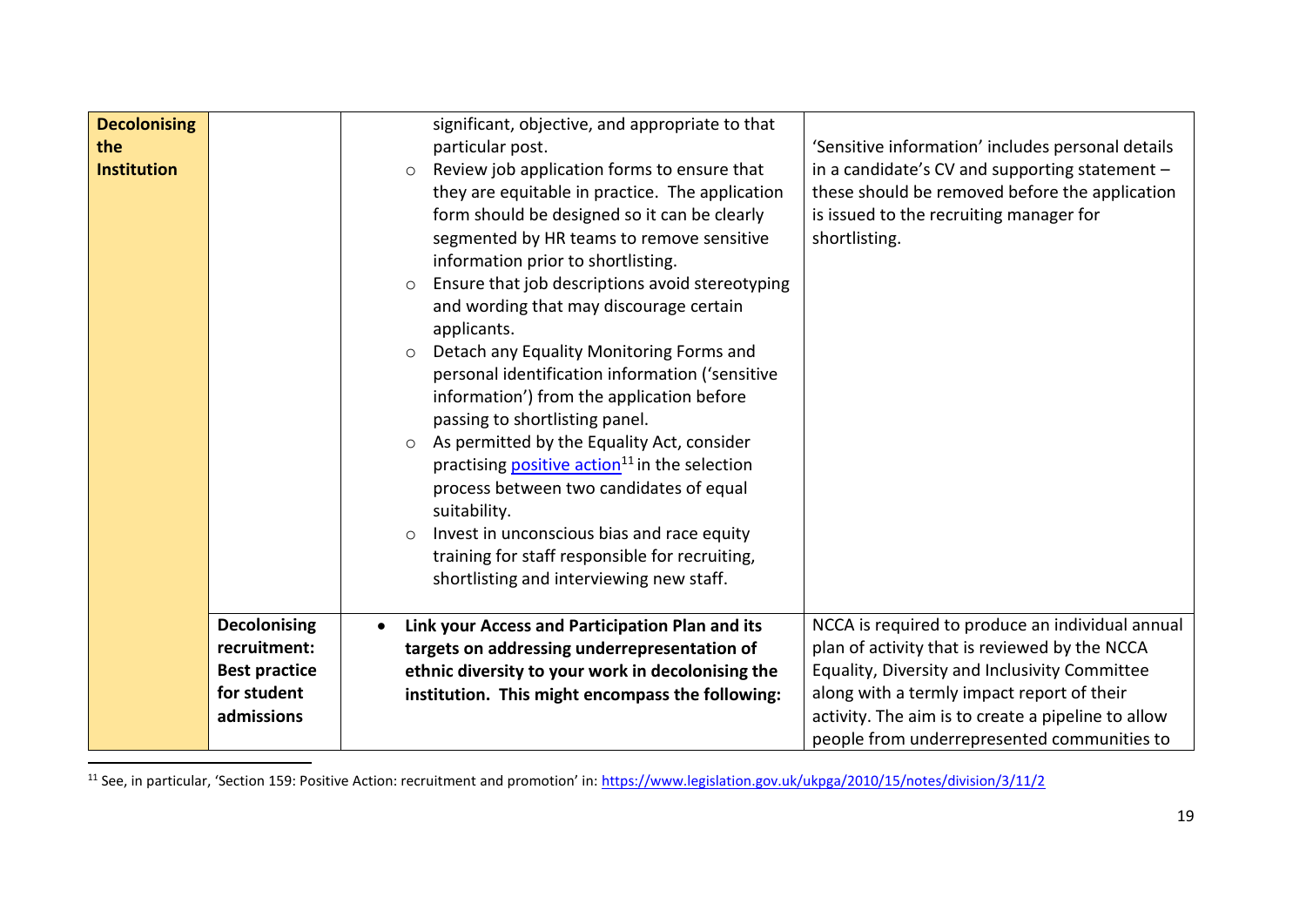| | | | |
|---|---|---|---|
| **Decolonising the Institution** | | significant, objective, and appropriate to that particular post.<br>◦ Review job application forms to ensure that they are equitable in practice. The application form should be designed so it can be clearly segmented by HR teams to remove sensitive information prior to shortlisting.<br>◦ Ensure that job descriptions avoid stereotyping and wording that may discourage certain applicants.<br>◦ Detach any Equality Monitoring Forms and personal identification information ('sensitive information') from the application before passing to shortlisting panel.<br>◦ As permitted by the Equality Act, consider practising positive action[11] in the selection process between two candidates of equal suitability.<br>◦ Invest in unconscious bias and race equity training for staff responsible for recruiting, shortlisting and interviewing new staff. | 'Sensitive information' includes personal details in a candidate's CV and supporting statement – these should be removed before the application is issued to the recruiting manager for shortlisting. |
| | **Decolonising recruitment: Best practice for student admissions** | • **Link your Access and Participation Plan and its targets on addressing underrepresentation of ethnic diversity to your work in decolonising the institution. This might encompass the following:** | NCCA is required to produce an individual annual plan of activity that is reviewed by the NCCA Equality, Diversity and Inclusivity Committee along with a termly impact report of their activity. The aim is to create a pipeline to allow people from underrepresented communities to |

[11] See, in particular, 'Section 159: Positive Action: recruitment and promotion' in: https://www.legislation.gov.uk/ukpga/2010/15/notes/division/3/11/2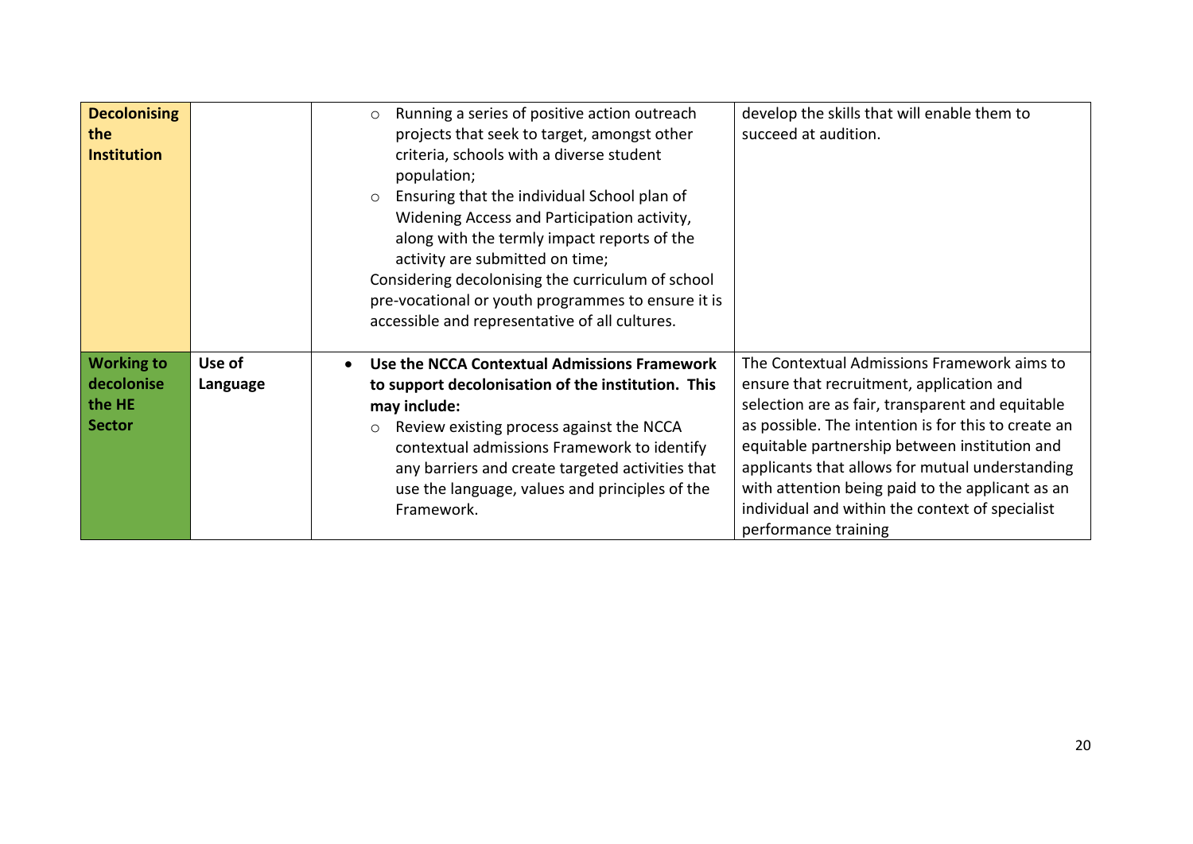| | | | |
|---|---|---|---|
| **Decolonising the Institution** | | ○ Running a series of positive action outreach projects that seek to target, amongst other criteria, schools with a diverse student population;<br>○ Ensuring that the individual School plan of Widening Access and Participation activity, along with the termly impact reports of the activity are submitted on time;<br>Considering decolonising the curriculum of school pre-vocational or youth programmes to ensure it is accessible and representative of all cultures. | develop the skills that will enable them to succeed at audition. |
| **Working to decolonise the HE Sector** | **Use of Language** | • **Use the NCCA Contextual Admissions Framework to support decolonisation of the institution. This may include:**<br>○ Review existing process against the NCCA contextual admissions Framework to identify any barriers and create targeted activities that use the language, values and principles of the Framework. | The Contextual Admissions Framework aims to ensure that recruitment, application and selection are as fair, transparent and equitable as possible. The intention is for this to create an equitable partnership between institution and applicants that allows for mutual understanding with attention being paid to the applicant as an individual and within the context of specialist performance training |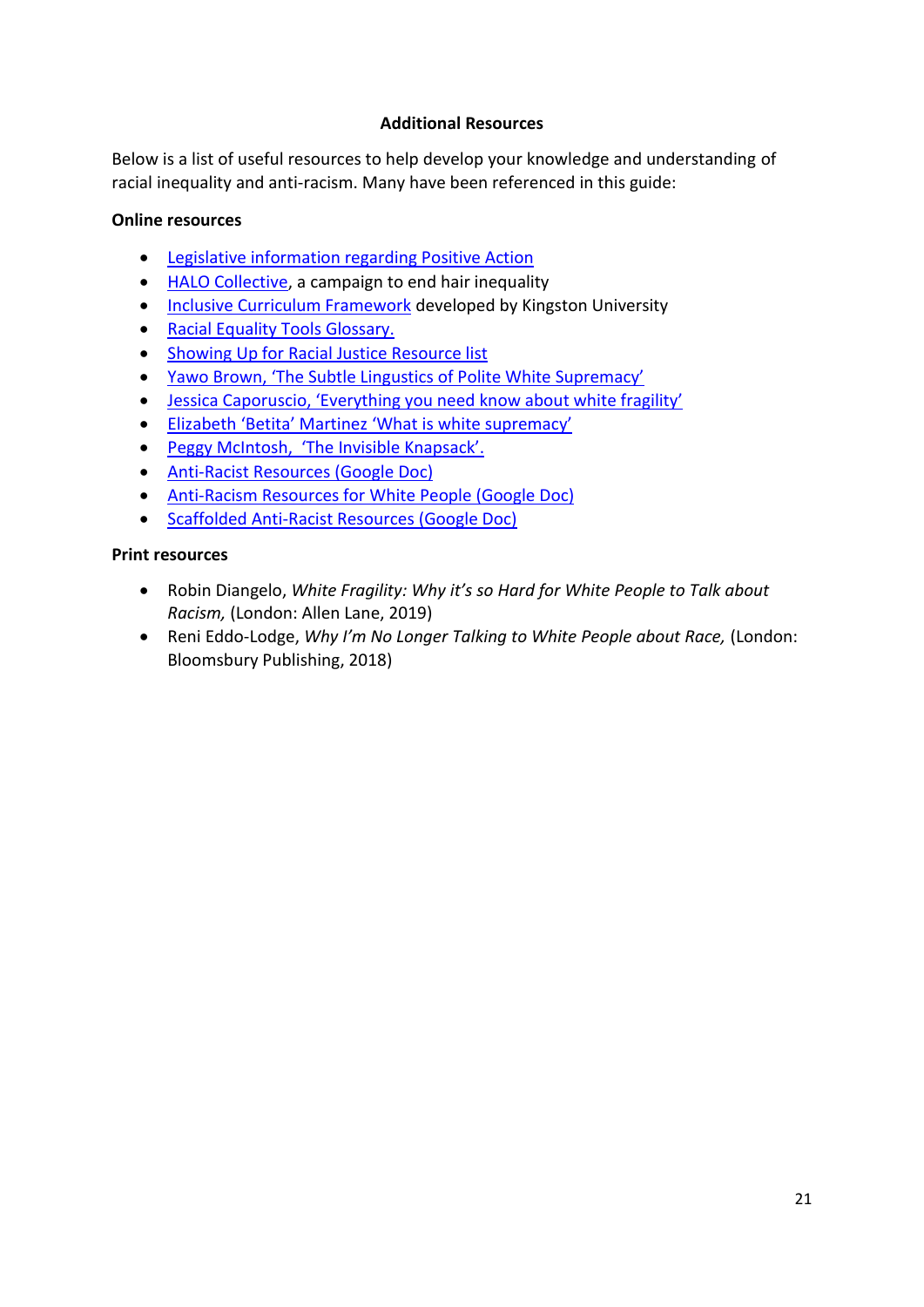## Additional Resources

Below is a list of useful resources to help develop your knowledge and understanding of racial inequality and anti-racism. Many have been referenced in this guide:

**Online resources**

- Legislative information regarding Positive Action
- HALO Collective, a campaign to end hair inequality
- Inclusive Curriculum Framework developed by Kingston University
- Racial Equality Tools Glossary.
- Showing Up for Racial Justice Resource list
- Yawo Brown, 'The Subtle Lingustics of Polite White Supremacy'
- Jessica Caporuscio, 'Everything you need know about white fragility'
- Elizabeth 'Betita' Martinez 'What is white supremacy'
- Peggy McIntosh, 'The Invisible Knapsack'.
- Anti-Racist Resources (Google Doc)
- Anti-Racism Resources for White People (Google Doc)
- Scaffolded Anti-Racist Resources (Google Doc)

**Print resources**

- Robin Diangelo, *White Fragility: Why it's so Hard for White People to Talk about Racism,* (London: Allen Lane, 2019)
- Reni Eddo-Lodge, *Why I'm No Longer Talking to White People about Race,* (London: Bloomsbury Publishing, 2018)